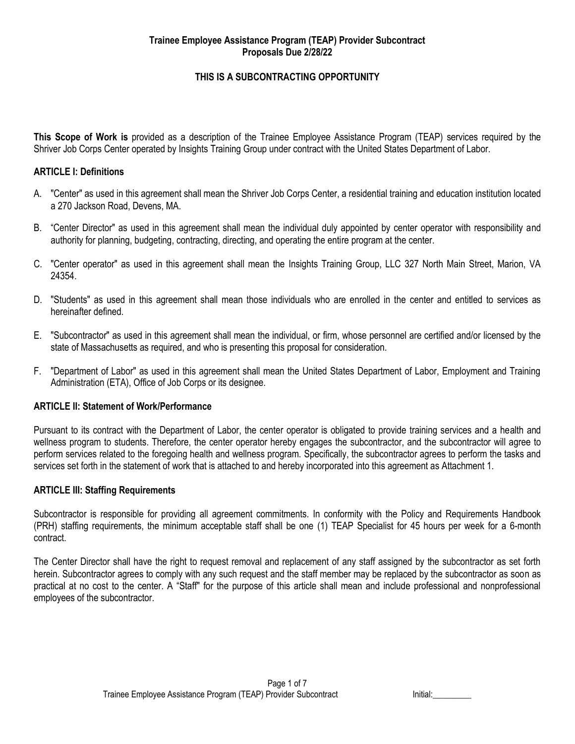**Trainee Employee Assistance Program (TEAP) Provider Subcontract**
**Proposals Due 2/28/22**

**THIS IS A SUBCONTRACTING OPPORTUNITY**

**This Scope of Work is** provided as a description of the Trainee Employee Assistance Program (TEAP) services required by the Shriver Job Corps Center operated by Insights Training Group under contract with the United States Department of Labor.

## ARTICLE I: Definitions

A. "Center" as used in this agreement shall mean the Shriver Job Corps Center, a residential training and education institution located a 270 Jackson Road, Devens, MA.

B. "Center Director" as used in this agreement shall mean the individual duly appointed by center operator with responsibility and authority for planning, budgeting, contracting, directing, and operating the entire program at the center.

C. "Center operator" as used in this agreement shall mean the Insights Training Group, LLC 327 North Main Street, Marion, VA 24354.

D. "Students" as used in this agreement shall mean those individuals who are enrolled in the center and entitled to services as hereinafter defined.

E. "Subcontractor" as used in this agreement shall mean the individual, or firm, whose personnel are certified and/or licensed by the state of Massachusetts as required, and who is presenting this proposal for consideration.

F. "Department of Labor" as used in this agreement shall mean the United States Department of Labor, Employment and Training Administration (ETA), Office of Job Corps or its designee.

## ARTICLE II: Statement of Work/Performance

Pursuant to its contract with the Department of Labor, the center operator is obligated to provide training services and a health and wellness program to students. Therefore, the center operator hereby engages the subcontractor, and the subcontractor will agree to perform services related to the foregoing health and wellness program. Specifically, the subcontractor agrees to perform the tasks and services set forth in the statement of work that is attached to and hereby incorporated into this agreement as Attachment 1.

## ARTICLE III: Staffing Requirements

Subcontractor is responsible for providing all agreement commitments. In conformity with the Policy and Requirements Handbook (PRH) staffing requirements, the minimum acceptable staff shall be one (1) TEAP Specialist for 45 hours per week for a 6-month contract.

The Center Director shall have the right to request removal and replacement of any staff assigned by the subcontractor as set forth herein. Subcontractor agrees to comply with any such request and the staff member may be replaced by the subcontractor as soon as practical at no cost to the center. A "Staff" for the purpose of this article shall mean and include professional and nonprofessional employees of the subcontractor.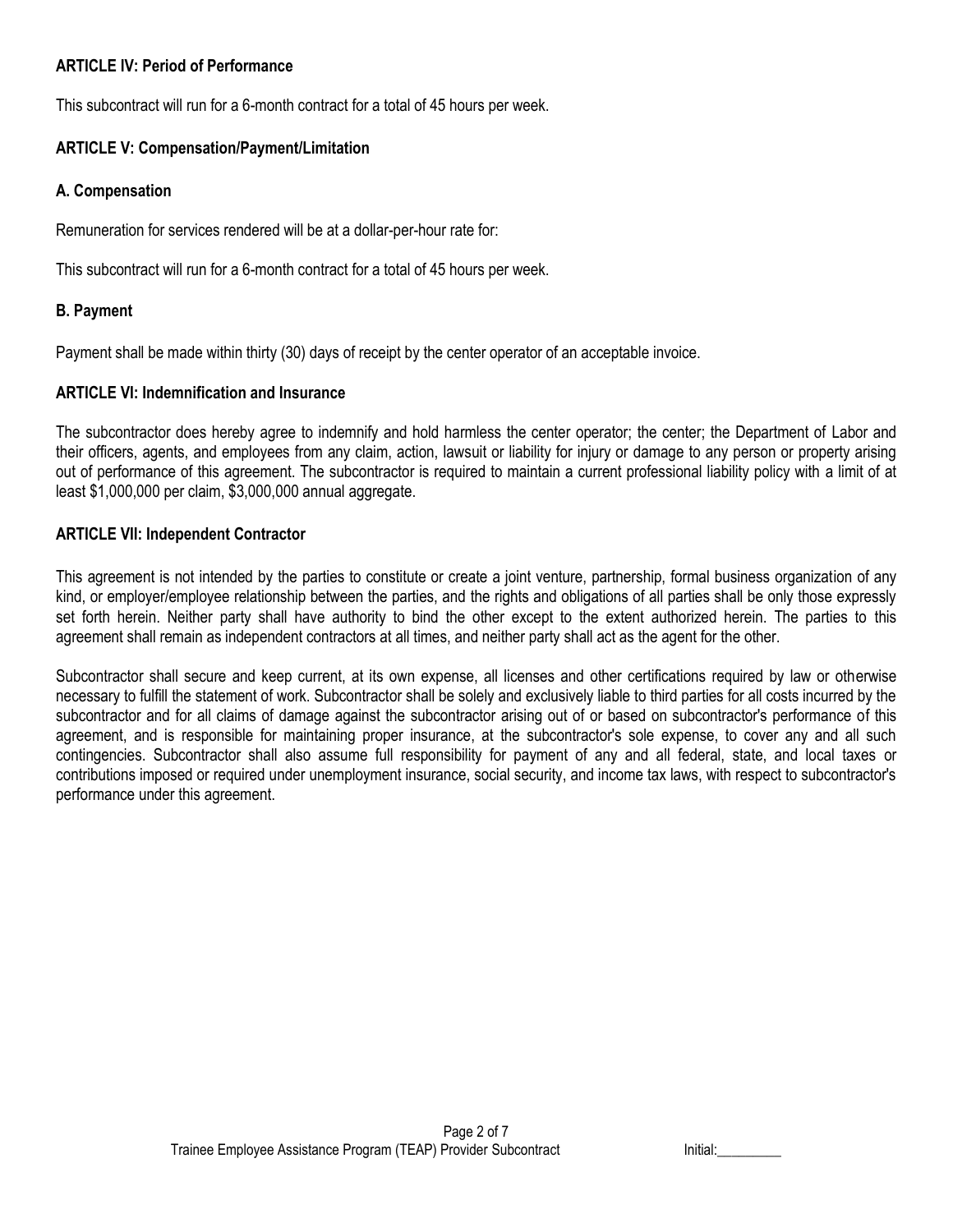### ARTICLE IV: Period of Performance

This subcontract will run for a 6-month contract for a total of 45 hours per week.

### ARTICLE V: Compensation/Payment/Limitation

#### A. Compensation

Remuneration for services rendered will be at a dollar-per-hour rate for:

This subcontract will run for a 6-month contract for a total of 45 hours per week.

#### B. Payment

Payment shall be made within thirty (30) days of receipt by the center operator of an acceptable invoice.

### ARTICLE VI: Indemnification and Insurance

The subcontractor does hereby agree to indemnify and hold harmless the center operator; the center; the Department of Labor and their officers, agents, and employees from any claim, action, lawsuit or liability for injury or damage to any person or property arising out of performance of this agreement. The subcontractor is required to maintain a current professional liability policy with a limit of at least $1,000,000 per claim, $3,000,000 annual aggregate.

### ARTICLE VII: Independent Contractor

This agreement is not intended by the parties to constitute or create a joint venture, partnership, formal business organization of any kind, or employer/employee relationship between the parties, and the rights and obligations of all parties shall be only those expressly set forth herein. Neither party shall have authority to bind the other except to the extent authorized herein. The parties to this agreement shall remain as independent contractors at all times, and neither party shall act as the agent for the other.

Subcontractor shall secure and keep current, at its own expense, all licenses and other certifications required by law or otherwise necessary to fulfill the statement of work. Subcontractor shall be solely and exclusively liable to third parties for all costs incurred by the subcontractor and for all claims of damage against the subcontractor arising out of or based on subcontractor's performance of this agreement, and is responsible for maintaining proper insurance, at the subcontractor's sole expense, to cover any and all such contingencies. Subcontractor shall also assume full responsibility for payment of any and all federal, state, and local taxes or contributions imposed or required under unemployment insurance, social security, and income tax laws, with respect to subcontractor's performance under this agreement.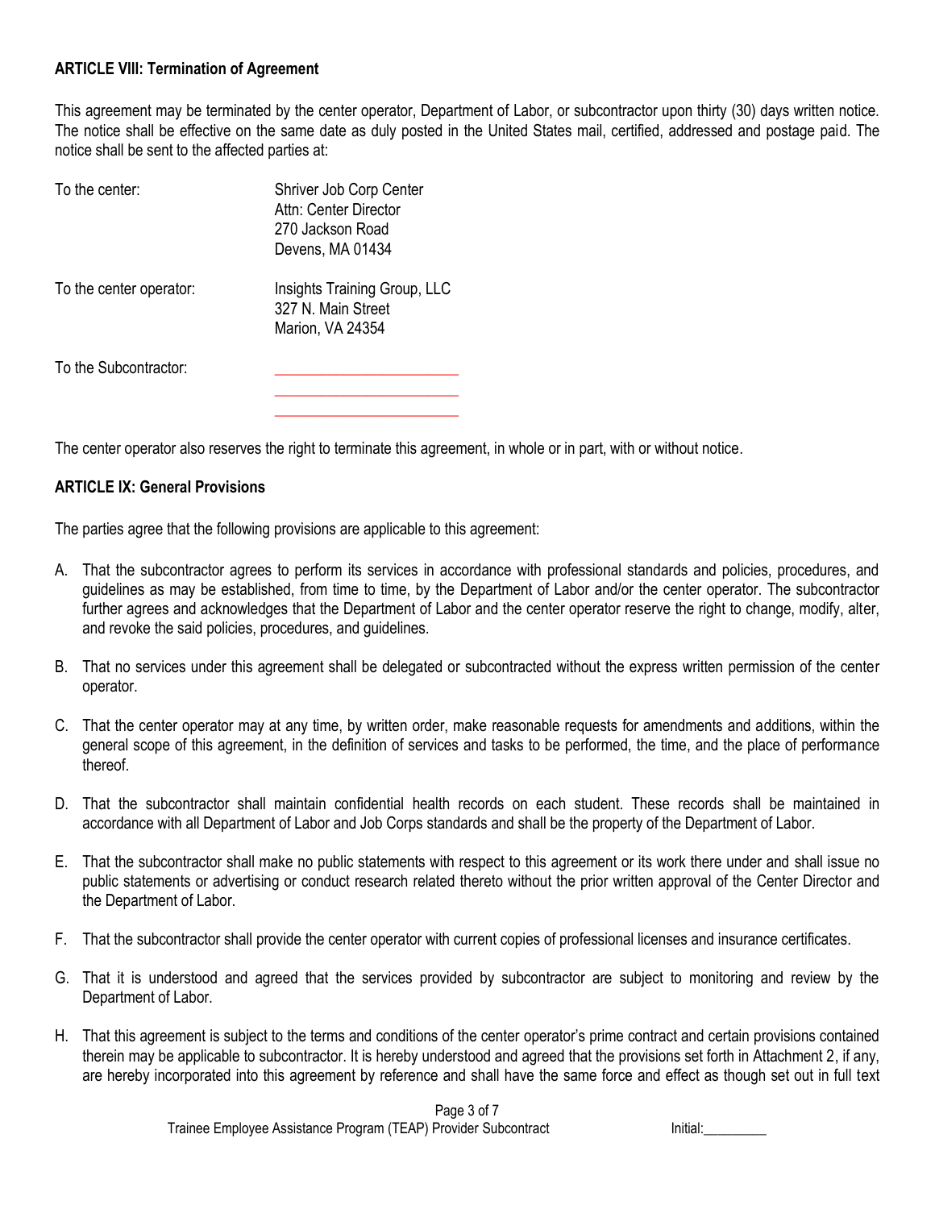**ARTICLE VIII: Termination of Agreement**

This agreement may be terminated by the center operator, Department of Labor, or subcontractor upon thirty (30) days written notice. The notice shall be effective on the same date as duly posted in the United States mail, certified, addressed and postage paid. The notice shall be sent to the affected parties at:

To the center: Shriver Job Corp Center
Attn: Center Director
270 Jackson Road
Devens, MA 01434

To the center operator: Insights Training Group, LLC
327 N. Main Street
Marion, VA 24354

To the Subcontractor: ________________________
________________________
________________________

The center operator also reserves the right to terminate this agreement, in whole or in part, with or without notice.

**ARTICLE IX: General Provisions**

The parties agree that the following provisions are applicable to this agreement:

A. That the subcontractor agrees to perform its services in accordance with professional standards and policies, procedures, and guidelines as may be established, from time to time, by the Department of Labor and/or the center operator. The subcontractor further agrees and acknowledges that the Department of Labor and the center operator reserve the right to change, modify, alter, and revoke the said policies, procedures, and guidelines.

B. That no services under this agreement shall be delegated or subcontracted without the express written permission of the center operator.

C. That the center operator may at any time, by written order, make reasonable requests for amendments and additions, within the general scope of this agreement, in the definition of services and tasks to be performed, the time, and the place of performance thereof.

D. That the subcontractor shall maintain confidential health records on each student. These records shall be maintained in accordance with all Department of Labor and Job Corps standards and shall be the property of the Department of Labor.

E. That the subcontractor shall make no public statements with respect to this agreement or its work there under and shall issue no public statements or advertising or conduct research related thereto without the prior written approval of the Center Director and the Department of Labor.

F. That the subcontractor shall provide the center operator with current copies of professional licenses and insurance certificates.

G. That it is understood and agreed that the services provided by subcontractor are subject to monitoring and review by the Department of Labor.

H. That this agreement is subject to the terms and conditions of the center operator's prime contract and certain provisions contained therein may be applicable to subcontractor. It is hereby understood and agreed that the provisions set forth in Attachment 2, if any, are hereby incorporated into this agreement by reference and shall have the same force and effect as though set out in full text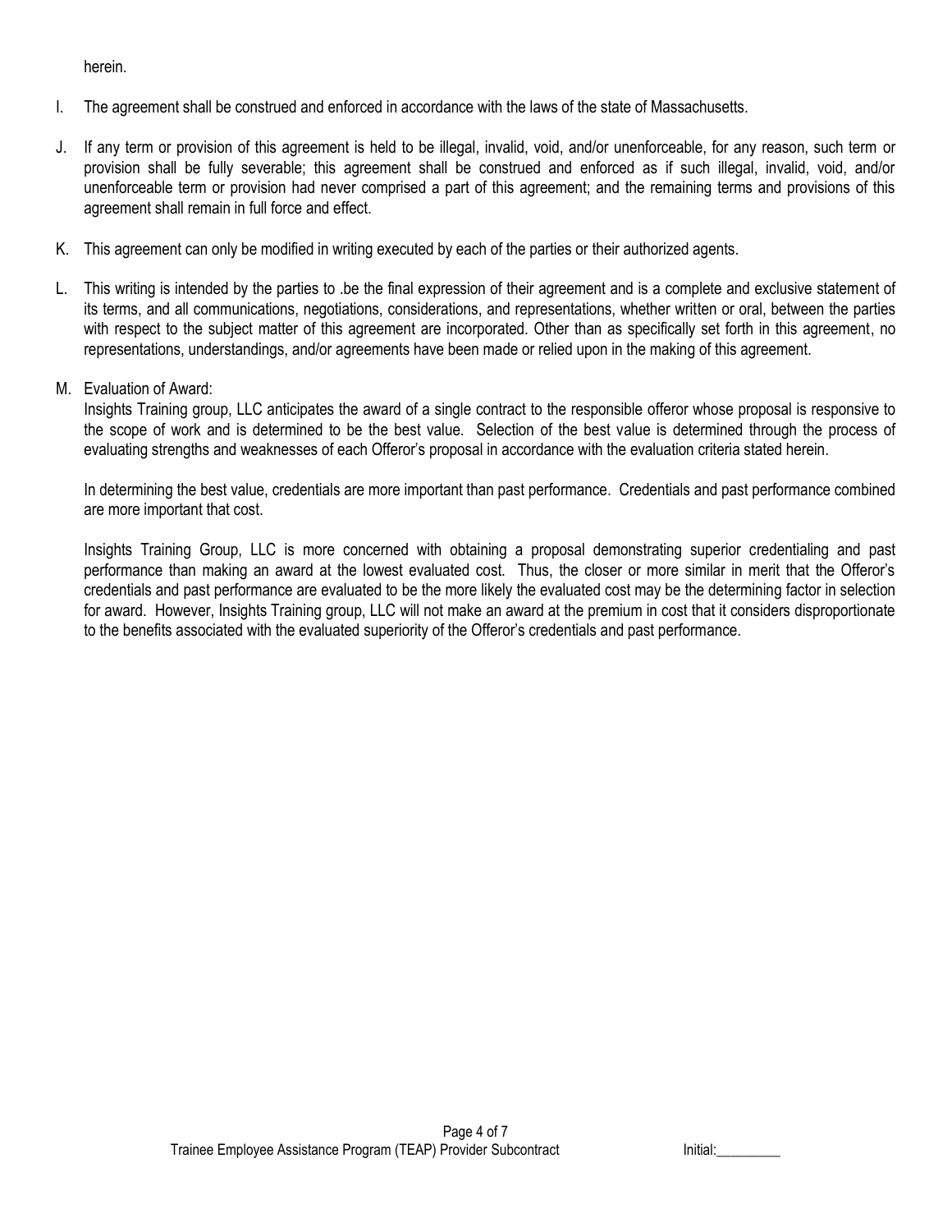herein.

I. The agreement shall be construed and enforced in accordance with the laws of the state of Massachusetts.

J. If any term or provision of this agreement is held to be illegal, invalid, void, and/or unenforceable, for any reason, such term or provision shall be fully severable; this agreement shall be construed and enforced as if such illegal, invalid, void, and/or unenforceable term or provision had never comprised a part of this agreement; and the remaining terms and provisions of this agreement shall remain in full force and effect.

K. This agreement can only be modified in writing executed by each of the parties or their authorized agents.

L. This writing is intended by the parties to .be the final expression of their agreement and is a complete and exclusive statement of its terms, and all communications, negotiations, considerations, and representations, whether written or oral, between the parties with respect to the subject matter of this agreement are incorporated. Other than as specifically set forth in this agreement, no representations, understandings, and/or agreements have been made or relied upon in the making of this agreement.

M. Evaluation of Award:
Insights Training group, LLC anticipates the award of a single contract to the responsible offeror whose proposal is responsive to the scope of work and is determined to be the best value. Selection of the best value is determined through the process of evaluating strengths and weaknesses of each Offeror's proposal in accordance with the evaluation criteria stated herein.

In determining the best value, credentials are more important than past performance. Credentials and past performance combined are more important that cost.

Insights Training Group, LLC is more concerned with obtaining a proposal demonstrating superior credentialing and past performance than making an award at the lowest evaluated cost. Thus, the closer or more similar in merit that the Offeror's credentials and past performance are evaluated to be the more likely the evaluated cost may be the determining factor in selection for award. However, Insights Training group, LLC will not make an award at the premium in cost that it considers disproportionate to the benefits associated with the evaluated superiority of the Offeror's credentials and past performance.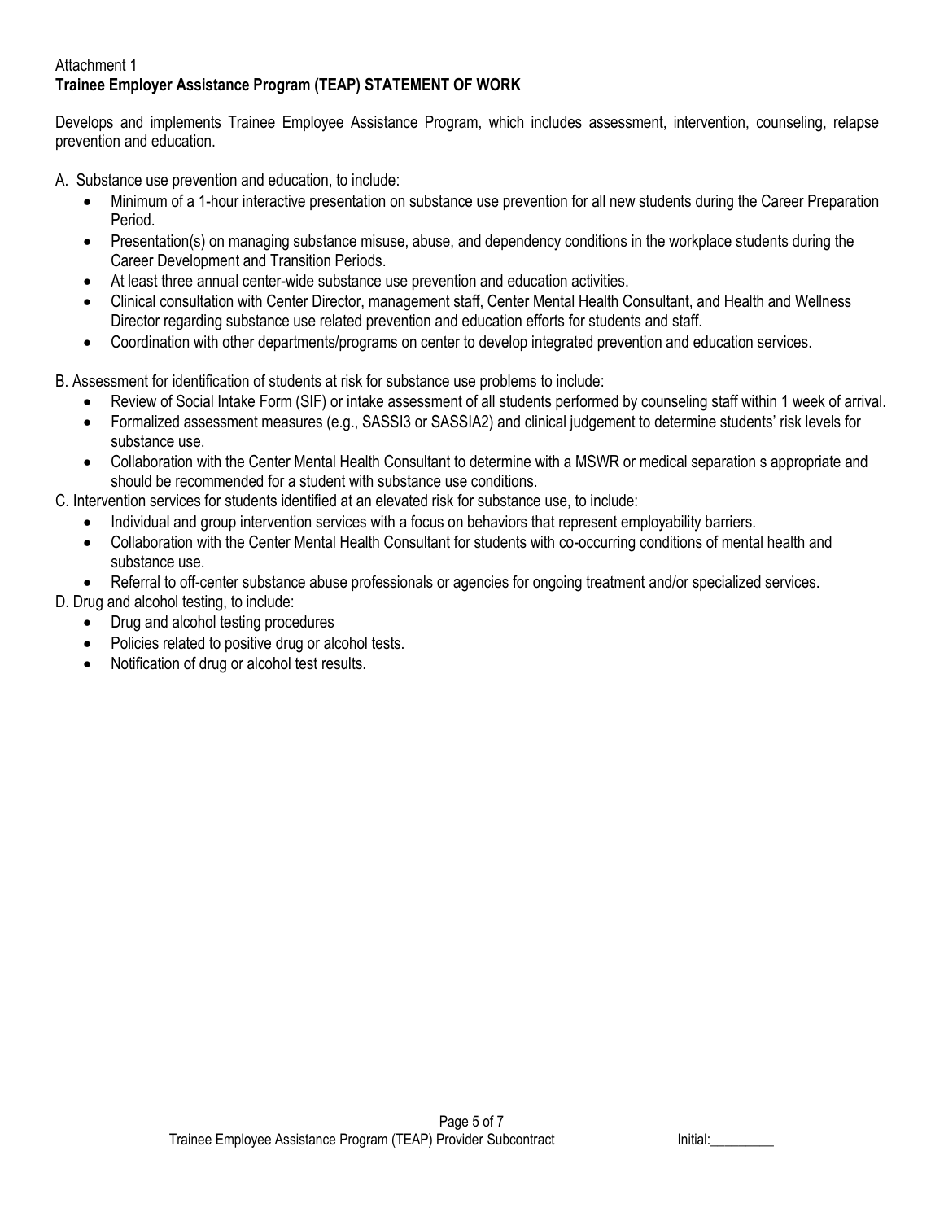Attachment 1

**Trainee Employer Assistance Program (TEAP) STATEMENT OF WORK**

Develops and implements Trainee Employee Assistance Program, which includes assessment, intervention, counseling, relapse prevention and education.

A. Substance use prevention and education, to include:

- Minimum of a 1-hour interactive presentation on substance use prevention for all new students during the Career Preparation Period.
- Presentation(s) on managing substance misuse, abuse, and dependency conditions in the workplace students during the Career Development and Transition Periods.
- At least three annual center-wide substance use prevention and education activities.
- Clinical consultation with Center Director, management staff, Center Mental Health Consultant, and Health and Wellness Director regarding substance use related prevention and education efforts for students and staff.
- Coordination with other departments/programs on center to develop integrated prevention and education services.

B. Assessment for identification of students at risk for substance use problems to include:

- Review of Social Intake Form (SIF) or intake assessment of all students performed by counseling staff within 1 week of arrival.
- Formalized assessment measures (e.g., SASSI3 or SASSIA2) and clinical judgement to determine students' risk levels for substance use.
- Collaboration with the Center Mental Health Consultant to determine with a MSWR or medical separation s appropriate and should be recommended for a student with substance use conditions.

C. Intervention services for students identified at an elevated risk for substance use, to include:

- Individual and group intervention services with a focus on behaviors that represent employability barriers.
- Collaboration with the Center Mental Health Consultant for students with co-occurring conditions of mental health and substance use.
- Referral to off-center substance abuse professionals or agencies for ongoing treatment and/or specialized services.

D. Drug and alcohol testing, to include:

- Drug and alcohol testing procedures
- Policies related to positive drug or alcohol tests.
- Notification of drug or alcohol test results.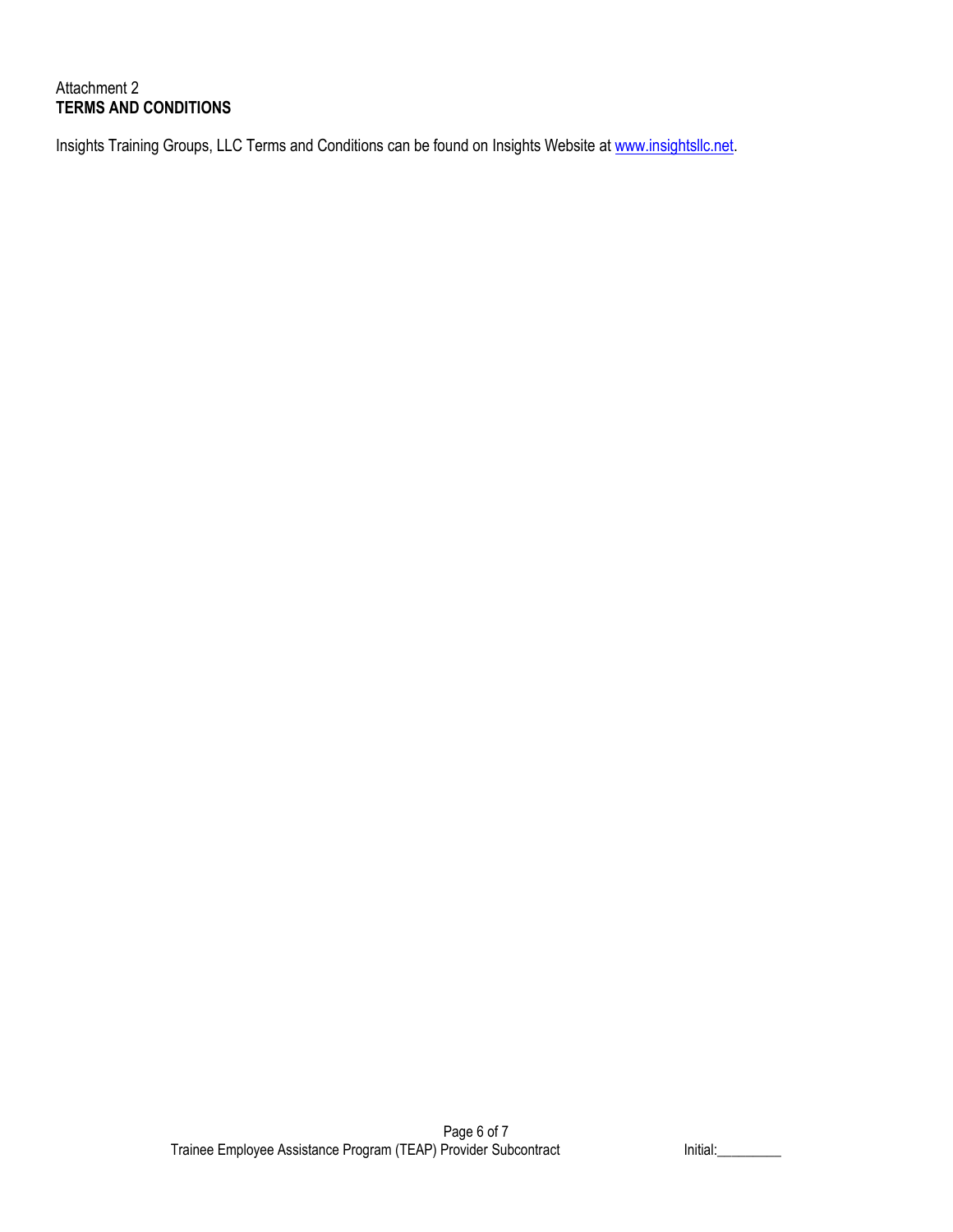Attachment 2
**TERMS AND CONDITIONS**

Insights Training Groups, LLC Terms and Conditions can be found on Insights Website at [www.insightsllc.net](http://www.insightsllc.net).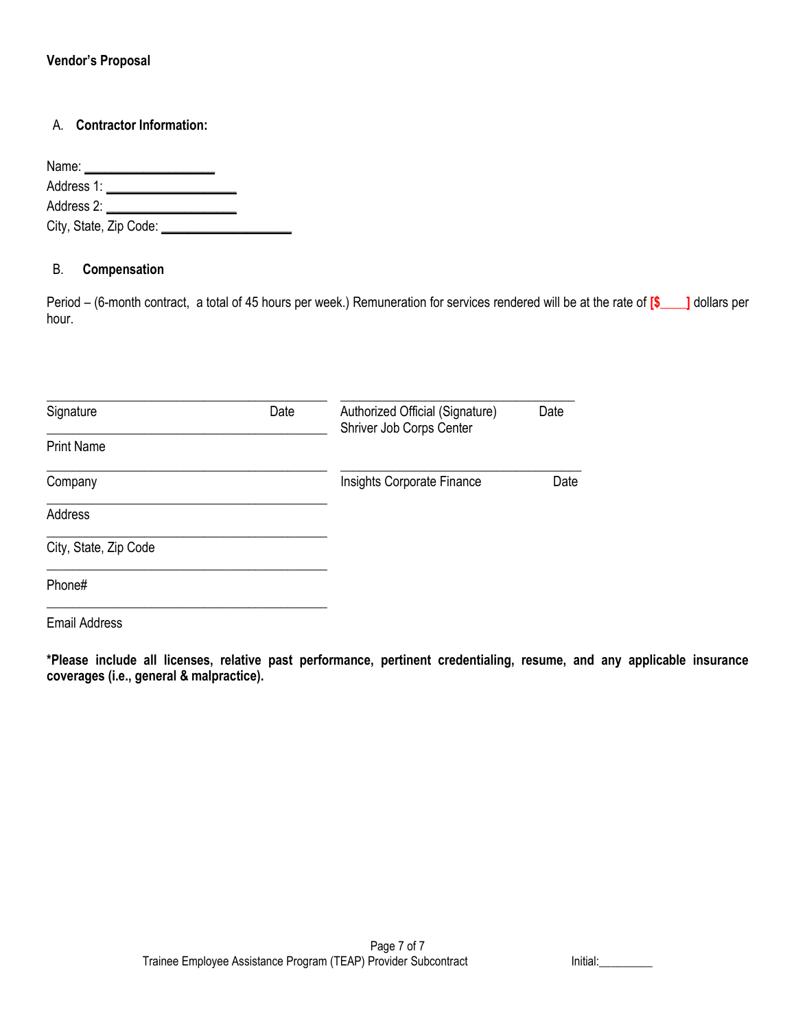**Vendor's Proposal**

A. **Contractor Information:**

Name: ___________________
Address 1: ___________________
Address 2: ___________________
City, State, Zip Code: ___________________

B. **Compensation**

Period – (6-month contract, a total of 45 hours per week.) Remuneration for services rendered will be at the rate of **[$____]** dollars per hour.

| | |
|---|---|
| ________________________________________ | ________________________________________ |
| Signature Date | Authorized Official (Signature) Date<br>Shriver Job Corps Center |
| ________________________________________ | |
| Print Name | |
| ________________________________________ | ________________________________________ |
| Company | Insights Corporate Finance Date |
| ________________________________________ | |
| Address | |
| ________________________________________ | |
| City, State, Zip Code | |
| ________________________________________ | |
| Phone# | |
| ________________________________________ | |
| Email Address | |

**\*Please include all licenses, relative past performance, pertinent credentialing, resume, and any applicable insurance coverages (i.e., general & malpractice).**

Initial:_________